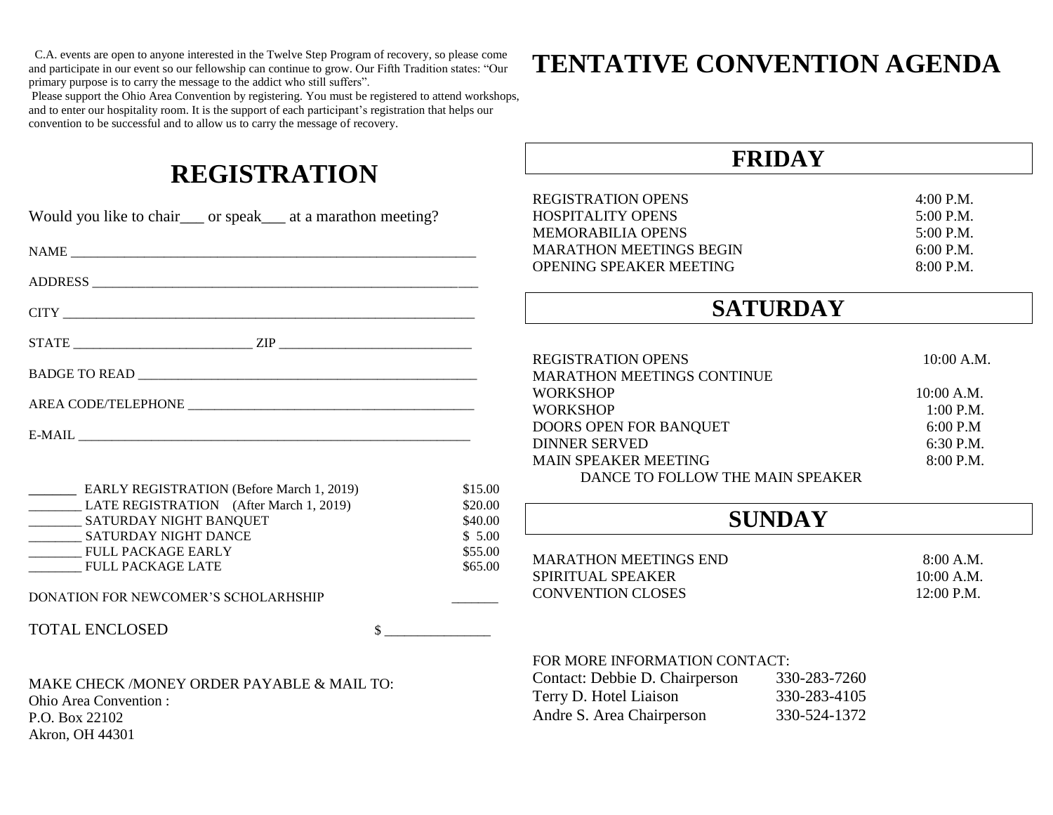C.A. events are open to anyone interested in the Twelve Step Program of recovery, so please come and participate in our event so our fellowship can continue to grow. Our Fifth Tradition states: "Our primary purpose is to carry the message to the addict who still suffers".

Please support the Ohio Area Convention by registering. You must be registered to attend workshops, and to enter our hospitality room. It is the support of each participant's registration that helps our convention to be successful and to allow us to carry the message of recovery.

# REGISTRATION

Would you like to chair___ or speak___ at a marathon meeting?

NAME ______________________________________________________________

ADDRESS ___________________________________________________________

CITY ______________________________________________________________

STATE __________________________ ZIP _____________________________

BADGE TO READ _____________________________________________________

AREA CODE/TELEPHONE ________________________________________________

E-MAIL ____________________________________________________________

| | | |
|---|---|---|
| _______ | EARLY REGISTRATION (Before March 1, 2019) | $15.00 |
| ________ | LATE REGISTRATION (After March 1, 2019) | $20.00 |
| ________ | SATURDAY NIGHT BANQUET | $40.00 |
| ________ | SATURDAY NIGHT DANCE | $ 5.00 |
| ________ | FULL PACKAGE EARLY | $55.00 |
| ________ | FULL PACKAGE LATE | $65.00 |

DONATION FOR NEWCOMER'S SCHOLARHSHIP _______

TOTAL ENCLOSED $ _______________

MAKE CHECK /MONEY ORDER PAYABLE & MAIL TO:
Ohio Area Convention :
P.O. Box 22102
Akron, OH 44301

# TENTATIVE CONVENTION AGENDA

## FRIDAY

| | |
|---|---|
| REGISTRATION OPENS | 4:00 P.M. |
| HOSPITALITY OPENS | 5:00 P.M. |
| MEMORABILIA OPENS | 5:00 P.M. |
| MARATHON MEETINGS BEGIN | 6:00 P.M. |
| OPENING SPEAKER MEETING | 8:00 P.M. |

## SATURDAY

| | |
|---|---|
| REGISTRATION OPENS | 10:00 A.M. |
| MARATHON MEETINGS CONTINUE | |
| WORKSHOP | 10:00 A.M. |
| WORKSHOP | 1:00 P.M. |
| DOORS OPEN FOR BANQUET | 6:00 P.M |
| DINNER SERVED | 6:30 P.M. |
| MAIN SPEAKER MEETING | 8:00 P.M. |
| DANCE TO FOLLOW THE MAIN SPEAKER | |

## SUNDAY

| | |
|---|---|
| MARATHON MEETINGS END | 8:00 A.M. |
| SPIRITUAL SPEAKER | 10:00 A.M. |
| CONVENTION CLOSES | 12:00 P.M. |

FOR MORE INFORMATION CONTACT:

| | |
|---|---|
| Contact: Debbie D. Chairperson | 330-283-7260 |
| Terry D. Hotel Liaison | 330-283-4105 |
| Andre S. Area Chairperson | 330-524-1372 |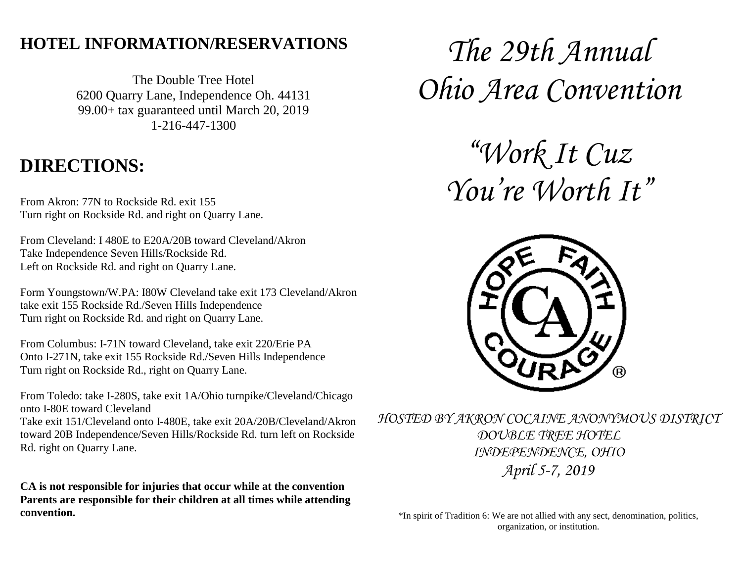## HOTEL INFORMATION/RESERVATIONS

The Double Tree Hotel
6200 Quarry Lane, Independence Oh. 44131
99.00+ tax guaranteed until March 20, 2019
1-216-447-1300

## DIRECTIONS:

From Akron: 77N to Rockside Rd. exit 155
Turn right on Rockside Rd. and right on Quarry Lane.

From Cleveland: I 480E to E20A/20B toward Cleveland/Akron
Take Independence Seven Hills/Rockside Rd.
Left on Rockside Rd. and right on Quarry Lane.

Form Youngstown/W.PA: I80W Cleveland take exit 173 Cleveland/Akron
take exit 155 Rockside Rd./Seven Hills Independence
Turn right on Rockside Rd. and right on Quarry Lane.

From Columbus: I-71N toward Cleveland, take exit 220/Erie PA
Onto I-271N, take exit 155 Rockside Rd./Seven Hills Independence
Turn right on Rockside Rd., right on Quarry Lane.

From Toledo: take I-280S, take exit 1A/Ohio turnpike/Cleveland/Chicago onto I-80E toward Cleveland
Take exit 151/Cleveland onto I-480E, take exit 20A/20B/Cleveland/Akron toward 20B Independence/Seven Hills/Rockside Rd. turn left on Rockside Rd. right on Quarry Lane.

**CA is not responsible for injuries that occur while at the convention Parents are responsible for their children at all times while attending convention.**

# *The 29th Annual Ohio Area Convention*

## *"Work It Cuz You're Worth It"*

HOPE FAITH CA COURAGE ®

*HOSTED BY AKRON COCAINE ANONYMOUS DISTRICT*
*DOUBLE TREE HOTEL*
*INDEPENDENCE, OHIO*
*April 5-7, 2019*

*In spirit of Tradition 6: We are not allied with any sect, denomination, politics, organization, or institution.